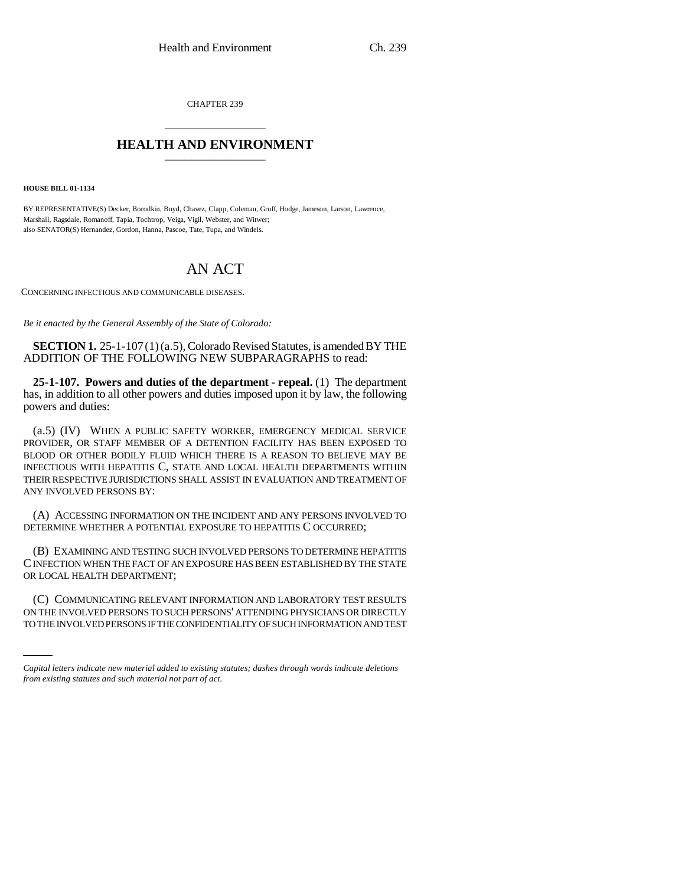CHAPTER 239

# HEALTH AND ENVIRONMENT

**HOUSE BILL 01-1134**

BY REPRESENTATIVE(S) Decker, Borodkin, Boyd, Chavez, Clapp, Coleman, Groff, Hodge, Jameson, Larson, Lawrence, Marshall, Ragsdale, Romanoff, Tapia, Tochtrop, Veiga, Vigil, Webster, and Witwer;
also SENATOR(S) Hernandez, Gordon, Hanna, Pascoe, Tate, Tupa, and Windels.

# AN ACT

CONCERNING INFECTIOUS AND COMMUNICABLE DISEASES.

*Be it enacted by the General Assembly of the State of Colorado:*

**SECTION 1.** 25-1-107 (1) (a.5), Colorado Revised Statutes, is amended BY THE ADDITION OF THE FOLLOWING NEW SUBPARAGRAPHS to read:

**25-1-107. Powers and duties of the department - repeal.** (1) The department has, in addition to all other powers and duties imposed upon it by law, the following powers and duties:

(a.5) (IV) WHEN A PUBLIC SAFETY WORKER, EMERGENCY MEDICAL SERVICE PROVIDER, OR STAFF MEMBER OF A DETENTION FACILITY HAS BEEN EXPOSED TO BLOOD OR OTHER BODILY FLUID WHICH THERE IS A REASON TO BELIEVE MAY BE INFECTIOUS WITH HEPATITIS C, STATE AND LOCAL HEALTH DEPARTMENTS WITHIN THEIR RESPECTIVE JURISDICTIONS SHALL ASSIST IN EVALUATION AND TREATMENT OF ANY INVOLVED PERSONS BY:

(A) ACCESSING INFORMATION ON THE INCIDENT AND ANY PERSONS INVOLVED TO DETERMINE WHETHER A POTENTIAL EXPOSURE TO HEPATITIS C OCCURRED;

(B) EXAMINING AND TESTING SUCH INVOLVED PERSONS TO DETERMINE HEPATITIS C INFECTION WHEN THE FACT OF AN EXPOSURE HAS BEEN ESTABLISHED BY THE STATE OR LOCAL HEALTH DEPARTMENT;

(C) COMMUNICATING RELEVANT INFORMATION AND LABORATORY TEST RESULTS ON THE INVOLVED PERSONS TO SUCH PERSONS' ATTENDING PHYSICIANS OR DIRECTLY TO THE INVOLVED PERSONS IF THE CONFIDENTIALITY OF SUCH INFORMATION AND TEST

*Capital letters indicate new material added to existing statutes; dashes through words indicate deletions from existing statutes and such material not part of act.*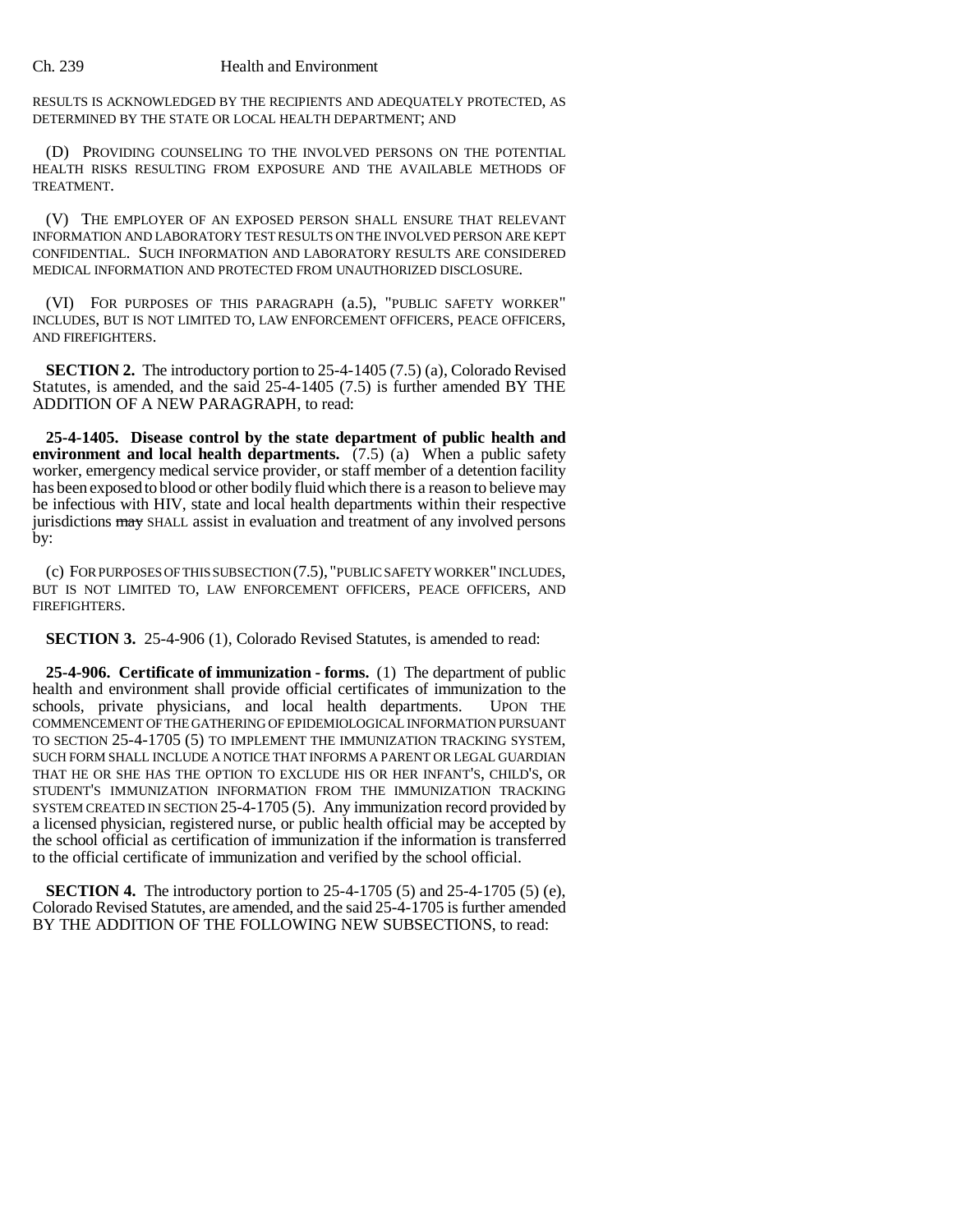RESULTS IS ACKNOWLEDGED BY THE RECIPIENTS AND ADEQUATELY PROTECTED, AS DETERMINED BY THE STATE OR LOCAL HEALTH DEPARTMENT; AND

(D) PROVIDING COUNSELING TO THE INVOLVED PERSONS ON THE POTENTIAL HEALTH RISKS RESULTING FROM EXPOSURE AND THE AVAILABLE METHODS OF TREATMENT.

(V) THE EMPLOYER OF AN EXPOSED PERSON SHALL ENSURE THAT RELEVANT INFORMATION AND LABORATORY TEST RESULTS ON THE INVOLVED PERSON ARE KEPT CONFIDENTIAL. SUCH INFORMATION AND LABORATORY RESULTS ARE CONSIDERED MEDICAL INFORMATION AND PROTECTED FROM UNAUTHORIZED DISCLOSURE.

(VI) FOR PURPOSES OF THIS PARAGRAPH (a.5), "PUBLIC SAFETY WORKER" INCLUDES, BUT IS NOT LIMITED TO, LAW ENFORCEMENT OFFICERS, PEACE OFFICERS, AND FIREFIGHTERS.

**SECTION 2.** The introductory portion to 25-4-1405 (7.5) (a), Colorado Revised Statutes, is amended, and the said 25-4-1405 (7.5) is further amended BY THE ADDITION OF A NEW PARAGRAPH, to read:

**25-4-1405. Disease control by the state department of public health and environment and local health departments.** (7.5) (a) When a public safety worker, emergency medical service provider, or staff member of a detention facility has been exposed to blood or other bodily fluid which there is a reason to believe may be infectious with HIV, state and local health departments within their respective jurisdictions ~~may~~ SHALL assist in evaluation and treatment of any involved persons by:

(c) FOR PURPOSES OF THIS SUBSECTION (7.5), "PUBLIC SAFETY WORKER" INCLUDES, BUT IS NOT LIMITED TO, LAW ENFORCEMENT OFFICERS, PEACE OFFICERS, AND FIREFIGHTERS.

**SECTION 3.** 25-4-906 (1), Colorado Revised Statutes, is amended to read:

**25-4-906. Certificate of immunization - forms.** (1) The department of public health and environment shall provide official certificates of immunization to the schools, private physicians, and local health departments. UPON THE COMMENCEMENT OF THE GATHERING OF EPIDEMIOLOGICAL INFORMATION PURSUANT TO SECTION 25-4-1705 (5) TO IMPLEMENT THE IMMUNIZATION TRACKING SYSTEM, SUCH FORM SHALL INCLUDE A NOTICE THAT INFORMS A PARENT OR LEGAL GUARDIAN THAT HE OR SHE HAS THE OPTION TO EXCLUDE HIS OR HER INFANT'S, CHILD'S, OR STUDENT'S IMMUNIZATION INFORMATION FROM THE IMMUNIZATION TRACKING SYSTEM CREATED IN SECTION 25-4-1705 (5). Any immunization record provided by a licensed physician, registered nurse, or public health official may be accepted by the school official as certification of immunization if the information is transferred to the official certificate of immunization and verified by the school official.

**SECTION 4.** The introductory portion to 25-4-1705 (5) and 25-4-1705 (5) (e), Colorado Revised Statutes, are amended, and the said 25-4-1705 is further amended BY THE ADDITION OF THE FOLLOWING NEW SUBSECTIONS, to read: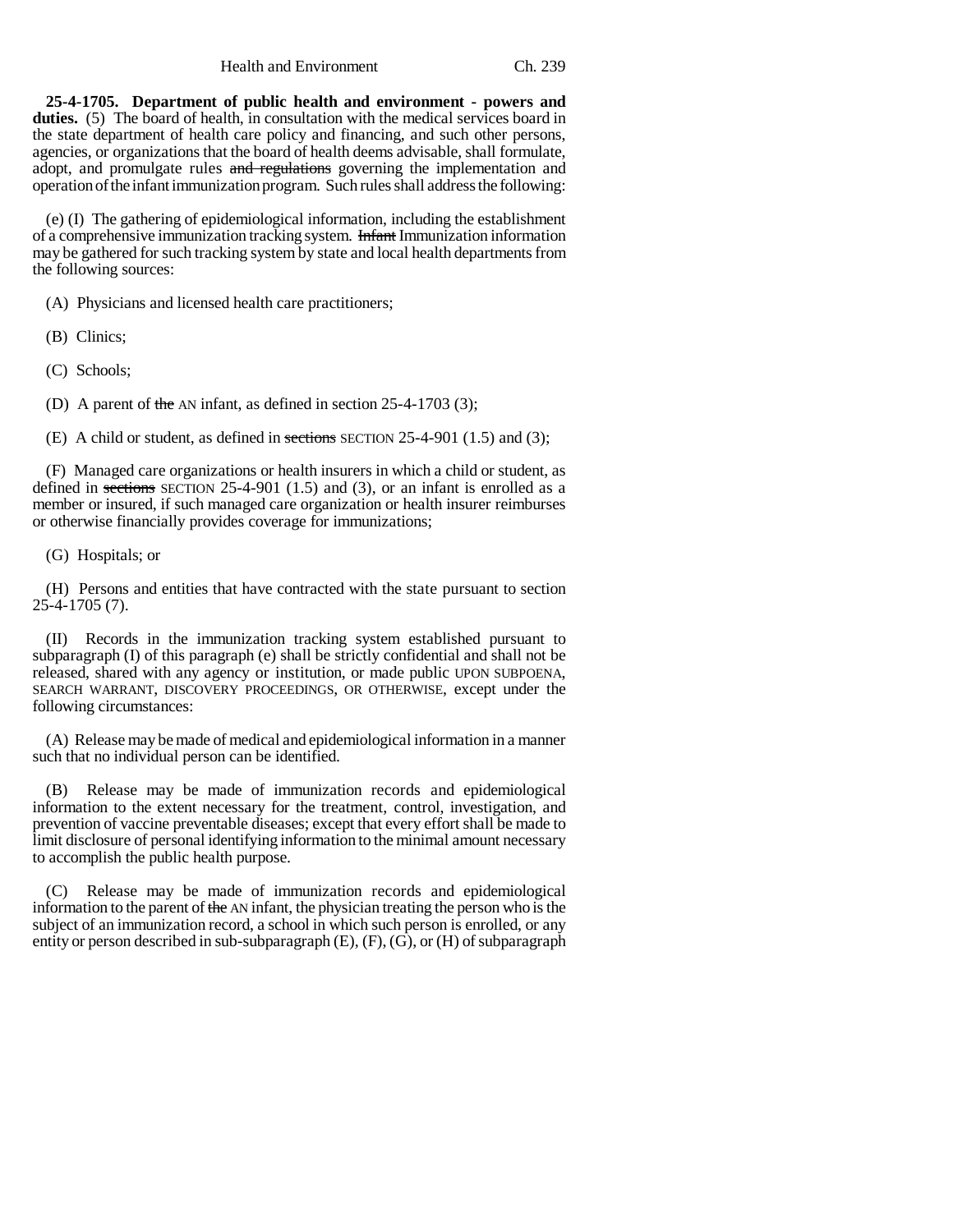**25-4-1705. Department of public health and environment - powers and duties.** (5) The board of health, in consultation with the medical services board in the state department of health care policy and financing, and such other persons, agencies, or organizations that the board of health deems advisable, shall formulate, adopt, and promulgate rules ~~and regulations~~ governing the implementation and operation of the infant immunization program. Such rules shall address the following:

(e) (I) The gathering of epidemiological information, including the establishment of a comprehensive immunization tracking system. ~~Infant~~ Immunization information may be gathered for such tracking system by state and local health departments from the following sources:

(A) Physicians and licensed health care practitioners;

(B) Clinics;

(C) Schools;

(D) A parent of ~~the~~ AN infant, as defined in section 25-4-1703 (3);

(E) A child or student, as defined in ~~sections~~ SECTION 25-4-901 (1.5) and (3);

(F) Managed care organizations or health insurers in which a child or student, as defined in ~~sections~~ SECTION 25-4-901 (1.5) and (3), or an infant is enrolled as a member or insured, if such managed care organization or health insurer reimburses or otherwise financially provides coverage for immunizations;

(G) Hospitals; or

(H) Persons and entities that have contracted with the state pursuant to section 25-4-1705 (7).

(II) Records in the immunization tracking system established pursuant to subparagraph (I) of this paragraph (e) shall be strictly confidential and shall not be released, shared with any agency or institution, or made public UPON SUBPOENA, SEARCH WARRANT, DISCOVERY PROCEEDINGS, OR OTHERWISE, except under the following circumstances:

(A) Release may be made of medical and epidemiological information in a manner such that no individual person can be identified.

(B) Release may be made of immunization records and epidemiological information to the extent necessary for the treatment, control, investigation, and prevention of vaccine preventable diseases; except that every effort shall be made to limit disclosure of personal identifying information to the minimal amount necessary to accomplish the public health purpose.

(C) Release may be made of immunization records and epidemiological information to the parent of ~~the~~ AN infant, the physician treating the person who is the subject of an immunization record, a school in which such person is enrolled, or any entity or person described in sub-subparagraph (E), (F), (G), or (H) of subparagraph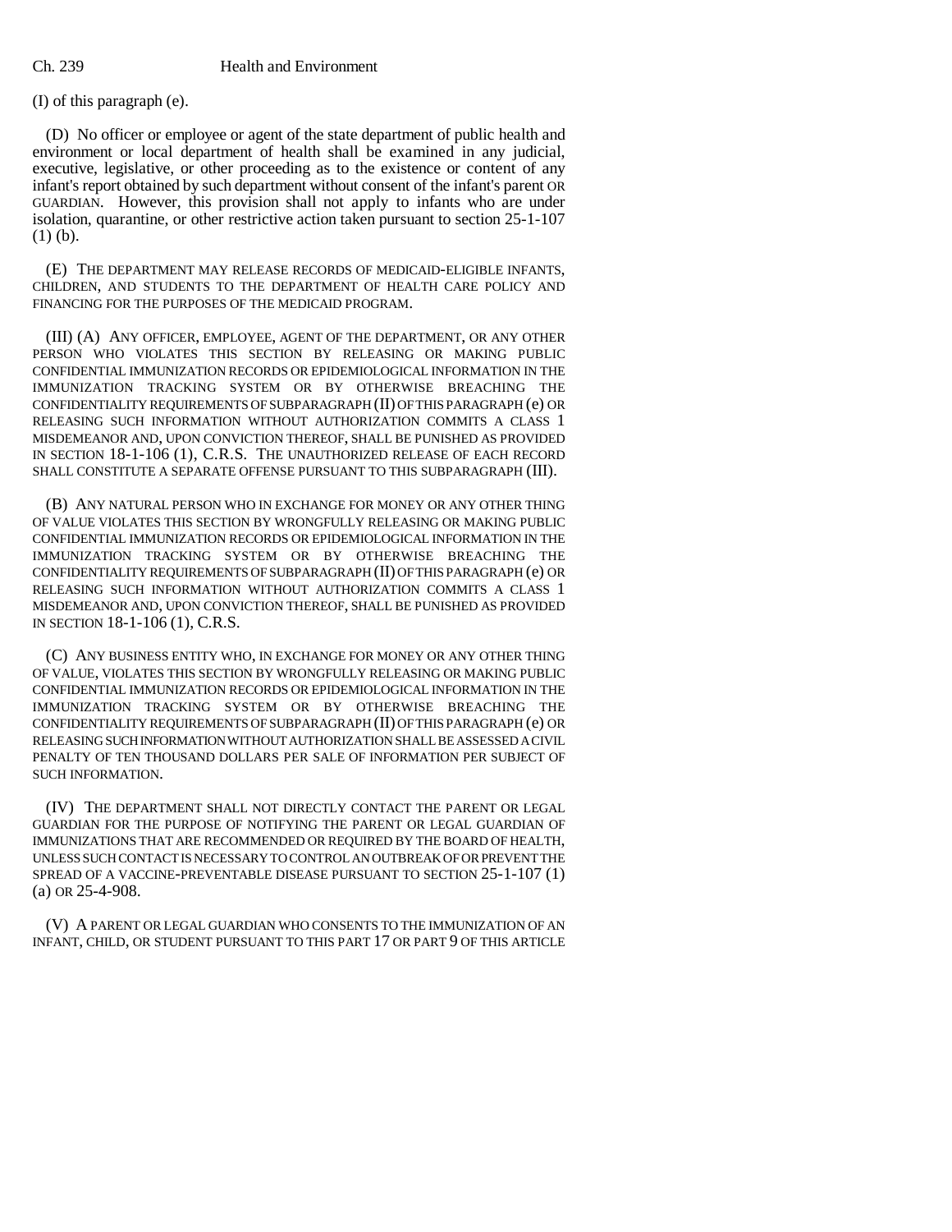(I) of this paragraph (e).

(D) No officer or employee or agent of the state department of public health and environment or local department of health shall be examined in any judicial, executive, legislative, or other proceeding as to the existence or content of any infant's report obtained by such department without consent of the infant's parent OR GUARDIAN. However, this provision shall not apply to infants who are under isolation, quarantine, or other restrictive action taken pursuant to section 25-1-107 (1) (b).

(E) THE DEPARTMENT MAY RELEASE RECORDS OF MEDICAID-ELIGIBLE INFANTS, CHILDREN, AND STUDENTS TO THE DEPARTMENT OF HEALTH CARE POLICY AND FINANCING FOR THE PURPOSES OF THE MEDICAID PROGRAM.

(III) (A) ANY OFFICER, EMPLOYEE, AGENT OF THE DEPARTMENT, OR ANY OTHER PERSON WHO VIOLATES THIS SECTION BY RELEASING OR MAKING PUBLIC CONFIDENTIAL IMMUNIZATION RECORDS OR EPIDEMIOLOGICAL INFORMATION IN THE IMMUNIZATION TRACKING SYSTEM OR BY OTHERWISE BREACHING THE CONFIDENTIALITY REQUIREMENTS OF SUBPARAGRAPH (II) OF THIS PARAGRAPH (e) OR RELEASING SUCH INFORMATION WITHOUT AUTHORIZATION COMMITS A CLASS 1 MISDEMEANOR AND, UPON CONVICTION THEREOF, SHALL BE PUNISHED AS PROVIDED IN SECTION 18-1-106 (1), C.R.S. THE UNAUTHORIZED RELEASE OF EACH RECORD SHALL CONSTITUTE A SEPARATE OFFENSE PURSUANT TO THIS SUBPARAGRAPH (III).

(B) ANY NATURAL PERSON WHO IN EXCHANGE FOR MONEY OR ANY OTHER THING OF VALUE VIOLATES THIS SECTION BY WRONGFULLY RELEASING OR MAKING PUBLIC CONFIDENTIAL IMMUNIZATION RECORDS OR EPIDEMIOLOGICAL INFORMATION IN THE IMMUNIZATION TRACKING SYSTEM OR BY OTHERWISE BREACHING THE CONFIDENTIALITY REQUIREMENTS OF SUBPARAGRAPH (II) OF THIS PARAGRAPH (e) OR RELEASING SUCH INFORMATION WITHOUT AUTHORIZATION COMMITS A CLASS 1 MISDEMEANOR AND, UPON CONVICTION THEREOF, SHALL BE PUNISHED AS PROVIDED IN SECTION 18-1-106 (1), C.R.S.

(C) ANY BUSINESS ENTITY WHO, IN EXCHANGE FOR MONEY OR ANY OTHER THING OF VALUE, VIOLATES THIS SECTION BY WRONGFULLY RELEASING OR MAKING PUBLIC CONFIDENTIAL IMMUNIZATION RECORDS OR EPIDEMIOLOGICAL INFORMATION IN THE IMMUNIZATION TRACKING SYSTEM OR BY OTHERWISE BREACHING THE CONFIDENTIALITY REQUIREMENTS OF SUBPARAGRAPH (II) OF THIS PARAGRAPH (e) OR RELEASING SUCH INFORMATION WITHOUT AUTHORIZATION SHALL BE ASSESSED A CIVIL PENALTY OF TEN THOUSAND DOLLARS PER SALE OF INFORMATION PER SUBJECT OF SUCH INFORMATION.

(IV) THE DEPARTMENT SHALL NOT DIRECTLY CONTACT THE PARENT OR LEGAL GUARDIAN FOR THE PURPOSE OF NOTIFYING THE PARENT OR LEGAL GUARDIAN OF IMMUNIZATIONS THAT ARE RECOMMENDED OR REQUIRED BY THE BOARD OF HEALTH, UNLESS SUCH CONTACT IS NECESSARY TO CONTROL AN OUTBREAK OF OR PREVENT THE SPREAD OF A VACCINE-PREVENTABLE DISEASE PURSUANT TO SECTION 25-1-107 (1) (a) OR 25-4-908.

(V) A PARENT OR LEGAL GUARDIAN WHO CONSENTS TO THE IMMUNIZATION OF AN INFANT, CHILD, OR STUDENT PURSUANT TO THIS PART 17 OR PART 9 OF THIS ARTICLE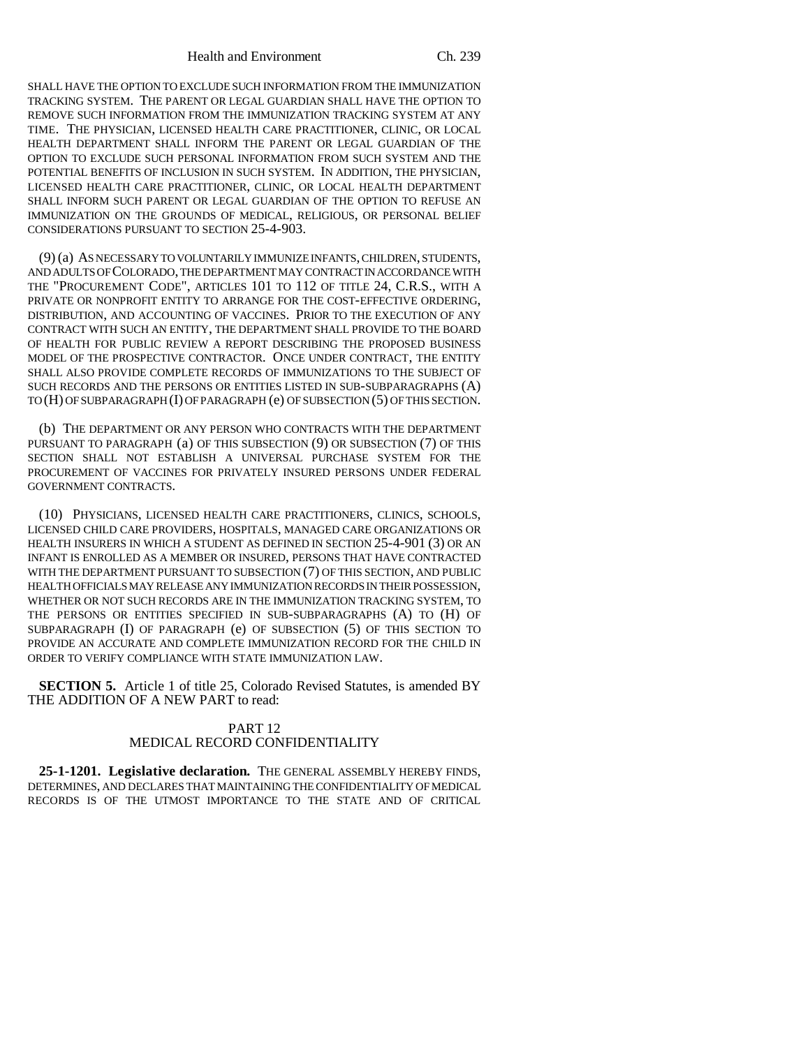SHALL HAVE THE OPTION TO EXCLUDE SUCH INFORMATION FROM THE IMMUNIZATION TRACKING SYSTEM. THE PARENT OR LEGAL GUARDIAN SHALL HAVE THE OPTION TO REMOVE SUCH INFORMATION FROM THE IMMUNIZATION TRACKING SYSTEM AT ANY TIME. THE PHYSICIAN, LICENSED HEALTH CARE PRACTITIONER, CLINIC, OR LOCAL HEALTH DEPARTMENT SHALL INFORM THE PARENT OR LEGAL GUARDIAN OF THE OPTION TO EXCLUDE SUCH PERSONAL INFORMATION FROM SUCH SYSTEM AND THE POTENTIAL BENEFITS OF INCLUSION IN SUCH SYSTEM. IN ADDITION, THE PHYSICIAN, LICENSED HEALTH CARE PRACTITIONER, CLINIC, OR LOCAL HEALTH DEPARTMENT SHALL INFORM SUCH PARENT OR LEGAL GUARDIAN OF THE OPTION TO REFUSE AN IMMUNIZATION ON THE GROUNDS OF MEDICAL, RELIGIOUS, OR PERSONAL BELIEF CONSIDERATIONS PURSUANT TO SECTION 25-4-903.

(9) (a) AS NECESSARY TO VOLUNTARILY IMMUNIZE INFANTS, CHILDREN, STUDENTS, AND ADULTS OF COLORADO, THE DEPARTMENT MAY CONTRACT IN ACCORDANCE WITH THE "PROCUREMENT CODE", ARTICLES 101 TO 112 OF TITLE 24, C.R.S., WITH A PRIVATE OR NONPROFIT ENTITY TO ARRANGE FOR THE COST-EFFECTIVE ORDERING, DISTRIBUTION, AND ACCOUNTING OF VACCINES. PRIOR TO THE EXECUTION OF ANY CONTRACT WITH SUCH AN ENTITY, THE DEPARTMENT SHALL PROVIDE TO THE BOARD OF HEALTH FOR PUBLIC REVIEW A REPORT DESCRIBING THE PROPOSED BUSINESS MODEL OF THE PROSPECTIVE CONTRACTOR. ONCE UNDER CONTRACT, THE ENTITY SHALL ALSO PROVIDE COMPLETE RECORDS OF IMMUNIZATIONS TO THE SUBJECT OF SUCH RECORDS AND THE PERSONS OR ENTITIES LISTED IN SUB-SUBPARAGRAPHS (A) TO (H) OF SUBPARAGRAPH (I) OF PARAGRAPH (e) OF SUBSECTION (5) OF THIS SECTION.

(b) THE DEPARTMENT OR ANY PERSON WHO CONTRACTS WITH THE DEPARTMENT PURSUANT TO PARAGRAPH (a) OF THIS SUBSECTION (9) OR SUBSECTION (7) OF THIS SECTION SHALL NOT ESTABLISH A UNIVERSAL PURCHASE SYSTEM FOR THE PROCUREMENT OF VACCINES FOR PRIVATELY INSURED PERSONS UNDER FEDERAL GOVERNMENT CONTRACTS.

(10) PHYSICIANS, LICENSED HEALTH CARE PRACTITIONERS, CLINICS, SCHOOLS, LICENSED CHILD CARE PROVIDERS, HOSPITALS, MANAGED CARE ORGANIZATIONS OR HEALTH INSURERS IN WHICH A STUDENT AS DEFINED IN SECTION 25-4-901 (3) OR AN INFANT IS ENROLLED AS A MEMBER OR INSURED, PERSONS THAT HAVE CONTRACTED WITH THE DEPARTMENT PURSUANT TO SUBSECTION (7) OF THIS SECTION, AND PUBLIC HEALTH OFFICIALS MAY RELEASE ANY IMMUNIZATION RECORDS IN THEIR POSSESSION, WHETHER OR NOT SUCH RECORDS ARE IN THE IMMUNIZATION TRACKING SYSTEM, TO THE PERSONS OR ENTITIES SPECIFIED IN SUB-SUBPARAGRAPHS (A) TO (H) OF SUBPARAGRAPH (I) OF PARAGRAPH (e) OF SUBSECTION (5) OF THIS SECTION TO PROVIDE AN ACCURATE AND COMPLETE IMMUNIZATION RECORD FOR THE CHILD IN ORDER TO VERIFY COMPLIANCE WITH STATE IMMUNIZATION LAW.

**SECTION 5.** Article 1 of title 25, Colorado Revised Statutes, is amended BY THE ADDITION OF A NEW PART to read:

PART 12
MEDICAL RECORD CONFIDENTIALITY

**25-1-1201. Legislative declaration.** THE GENERAL ASSEMBLY HEREBY FINDS, DETERMINES, AND DECLARES THAT MAINTAINING THE CONFIDENTIALITY OF MEDICAL RECORDS IS OF THE UTMOST IMPORTANCE TO THE STATE AND OF CRITICAL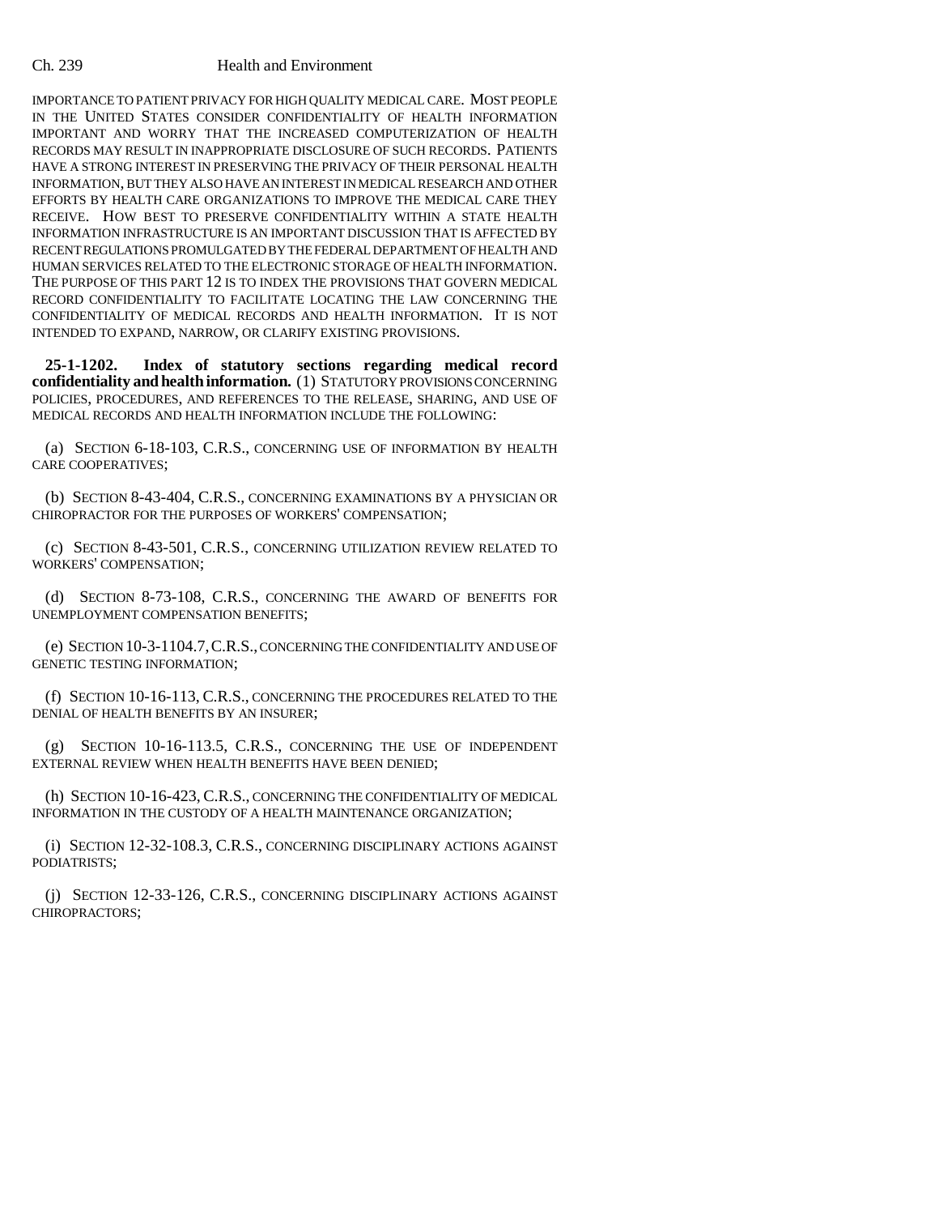IMPORTANCE TO PATIENT PRIVACY FOR HIGH QUALITY MEDICAL CARE. MOST PEOPLE IN THE UNITED STATES CONSIDER CONFIDENTIALITY OF HEALTH INFORMATION IMPORTANT AND WORRY THAT THE INCREASED COMPUTERIZATION OF HEALTH RECORDS MAY RESULT IN INAPPROPRIATE DISCLOSURE OF SUCH RECORDS. PATIENTS HAVE A STRONG INTEREST IN PRESERVING THE PRIVACY OF THEIR PERSONAL HEALTH INFORMATION, BUT THEY ALSO HAVE AN INTEREST IN MEDICAL RESEARCH AND OTHER EFFORTS BY HEALTH CARE ORGANIZATIONS TO IMPROVE THE MEDICAL CARE THEY RECEIVE. HOW BEST TO PRESERVE CONFIDENTIALITY WITHIN A STATE HEALTH INFORMATION INFRASTRUCTURE IS AN IMPORTANT DISCUSSION THAT IS AFFECTED BY RECENT REGULATIONS PROMULGATED BY THE FEDERAL DEPARTMENT OF HEALTH AND HUMAN SERVICES RELATED TO THE ELECTRONIC STORAGE OF HEALTH INFORMATION. THE PURPOSE OF THIS PART 12 IS TO INDEX THE PROVISIONS THAT GOVERN MEDICAL RECORD CONFIDENTIALITY TO FACILITATE LOCATING THE LAW CONCERNING THE CONFIDENTIALITY OF MEDICAL RECORDS AND HEALTH INFORMATION. IT IS NOT INTENDED TO EXPAND, NARROW, OR CLARIFY EXISTING PROVISIONS.

**25-1-1202. Index of statutory sections regarding medical record confidentiality and health information.** (1) STATUTORY PROVISIONS CONCERNING POLICIES, PROCEDURES, AND REFERENCES TO THE RELEASE, SHARING, AND USE OF MEDICAL RECORDS AND HEALTH INFORMATION INCLUDE THE FOLLOWING:

(a) SECTION 6-18-103, C.R.S., CONCERNING USE OF INFORMATION BY HEALTH CARE COOPERATIVES;

(b) SECTION 8-43-404, C.R.S., CONCERNING EXAMINATIONS BY A PHYSICIAN OR CHIROPRACTOR FOR THE PURPOSES OF WORKERS' COMPENSATION;

(c) SECTION 8-43-501, C.R.S., CONCERNING UTILIZATION REVIEW RELATED TO WORKERS' COMPENSATION;

(d) SECTION 8-73-108, C.R.S., CONCERNING THE AWARD OF BENEFITS FOR UNEMPLOYMENT COMPENSATION BENEFITS;

(e) SECTION 10-3-1104.7, C.R.S., CONCERNING THE CONFIDENTIALITY AND USE OF GENETIC TESTING INFORMATION;

(f) SECTION 10-16-113, C.R.S., CONCERNING THE PROCEDURES RELATED TO THE DENIAL OF HEALTH BENEFITS BY AN INSURER;

(g) SECTION 10-16-113.5, C.R.S., CONCERNING THE USE OF INDEPENDENT EXTERNAL REVIEW WHEN HEALTH BENEFITS HAVE BEEN DENIED;

(h) SECTION 10-16-423, C.R.S., CONCERNING THE CONFIDENTIALITY OF MEDICAL INFORMATION IN THE CUSTODY OF A HEALTH MAINTENANCE ORGANIZATION;

(i) SECTION 12-32-108.3, C.R.S., CONCERNING DISCIPLINARY ACTIONS AGAINST PODIATRISTS;

(j) SECTION 12-33-126, C.R.S., CONCERNING DISCIPLINARY ACTIONS AGAINST CHIROPRACTORS;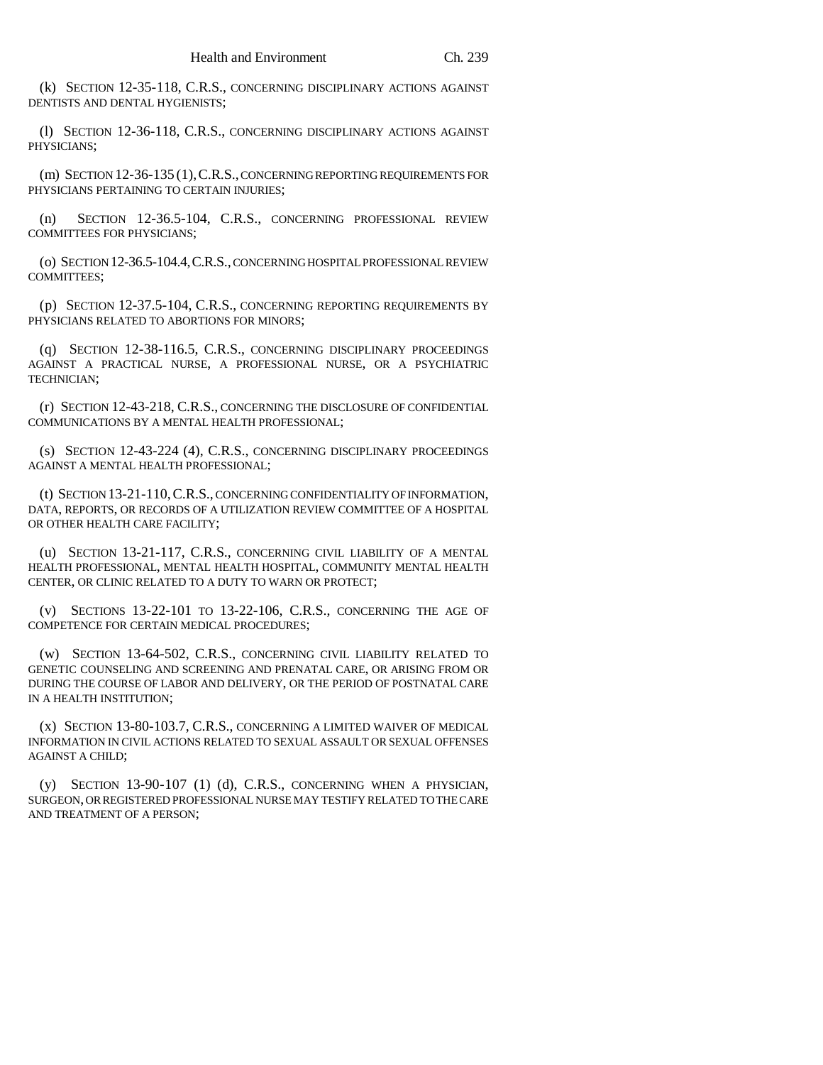(k) SECTION 12-35-118, C.R.S., CONCERNING DISCIPLINARY ACTIONS AGAINST DENTISTS AND DENTAL HYGIENISTS;

(l) SECTION 12-36-118, C.R.S., CONCERNING DISCIPLINARY ACTIONS AGAINST PHYSICIANS;

(m) SECTION 12-36-135 (1), C.R.S., CONCERNING REPORTING REQUIREMENTS FOR PHYSICIANS PERTAINING TO CERTAIN INJURIES;

(n) SECTION 12-36.5-104, C.R.S., CONCERNING PROFESSIONAL REVIEW COMMITTEES FOR PHYSICIANS;

(o) SECTION 12-36.5-104.4, C.R.S., CONCERNING HOSPITAL PROFESSIONAL REVIEW COMMITTEES;

(p) SECTION 12-37.5-104, C.R.S., CONCERNING REPORTING REQUIREMENTS BY PHYSICIANS RELATED TO ABORTIONS FOR MINORS;

(q) SECTION 12-38-116.5, C.R.S., CONCERNING DISCIPLINARY PROCEEDINGS AGAINST A PRACTICAL NURSE, A PROFESSIONAL NURSE, OR A PSYCHIATRIC TECHNICIAN;

(r) SECTION 12-43-218, C.R.S., CONCERNING THE DISCLOSURE OF CONFIDENTIAL COMMUNICATIONS BY A MENTAL HEALTH PROFESSIONAL;

(s) SECTION 12-43-224 (4), C.R.S., CONCERNING DISCIPLINARY PROCEEDINGS AGAINST A MENTAL HEALTH PROFESSIONAL;

(t) SECTION 13-21-110, C.R.S., CONCERNING CONFIDENTIALITY OF INFORMATION, DATA, REPORTS, OR RECORDS OF A UTILIZATION REVIEW COMMITTEE OF A HOSPITAL OR OTHER HEALTH CARE FACILITY;

(u) SECTION 13-21-117, C.R.S., CONCERNING CIVIL LIABILITY OF A MENTAL HEALTH PROFESSIONAL, MENTAL HEALTH HOSPITAL, COMMUNITY MENTAL HEALTH CENTER, OR CLINIC RELATED TO A DUTY TO WARN OR PROTECT;

(v) SECTIONS 13-22-101 TO 13-22-106, C.R.S., CONCERNING THE AGE OF COMPETENCE FOR CERTAIN MEDICAL PROCEDURES;

(w) SECTION 13-64-502, C.R.S., CONCERNING CIVIL LIABILITY RELATED TO GENETIC COUNSELING AND SCREENING AND PRENATAL CARE, OR ARISING FROM OR DURING THE COURSE OF LABOR AND DELIVERY, OR THE PERIOD OF POSTNATAL CARE IN A HEALTH INSTITUTION;

(x) SECTION 13-80-103.7, C.R.S., CONCERNING A LIMITED WAIVER OF MEDICAL INFORMATION IN CIVIL ACTIONS RELATED TO SEXUAL ASSAULT OR SEXUAL OFFENSES AGAINST A CHILD;

(y) SECTION 13-90-107 (1) (d), C.R.S., CONCERNING WHEN A PHYSICIAN, SURGEON, OR REGISTERED PROFESSIONAL NURSE MAY TESTIFY RELATED TO THE CARE AND TREATMENT OF A PERSON;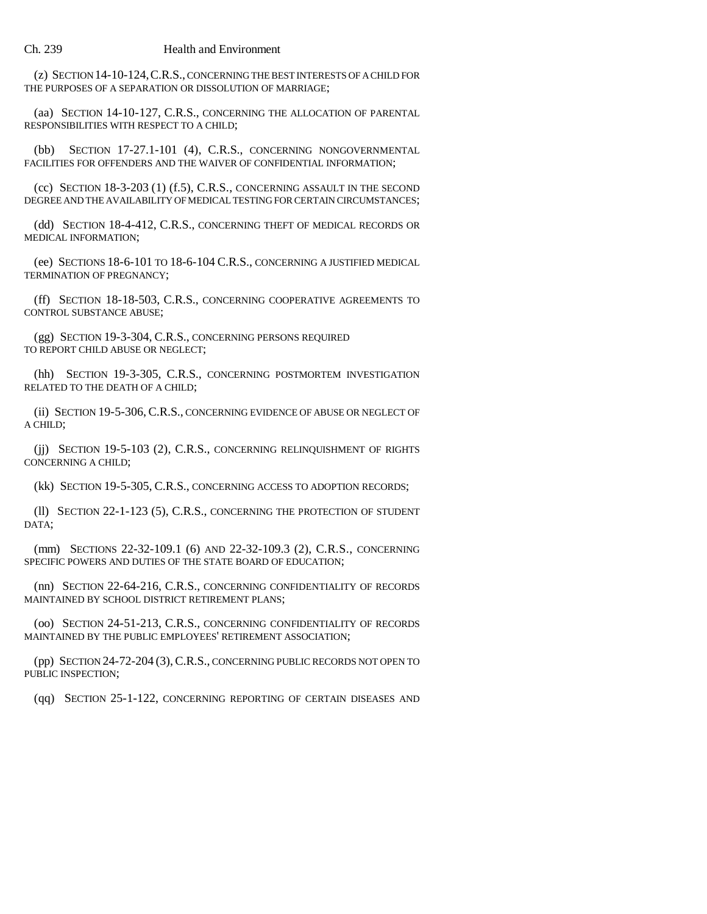(z) SECTION 14-10-124, C.R.S., CONCERNING THE BEST INTERESTS OF A CHILD FOR THE PURPOSES OF A SEPARATION OR DISSOLUTION OF MARRIAGE;

(aa) SECTION 14-10-127, C.R.S., CONCERNING THE ALLOCATION OF PARENTAL RESPONSIBILITIES WITH RESPECT TO A CHILD;

(bb) SECTION 17-27.1-101 (4), C.R.S., CONCERNING NONGOVERNMENTAL FACILITIES FOR OFFENDERS AND THE WAIVER OF CONFIDENTIAL INFORMATION;

(cc) SECTION 18-3-203 (1) (f.5), C.R.S., CONCERNING ASSAULT IN THE SECOND DEGREE AND THE AVAILABILITY OF MEDICAL TESTING FOR CERTAIN CIRCUMSTANCES;

(dd) SECTION 18-4-412, C.R.S., CONCERNING THEFT OF MEDICAL RECORDS OR MEDICAL INFORMATION;

(ee) SECTIONS 18-6-101 TO 18-6-104 C.R.S., CONCERNING A JUSTIFIED MEDICAL TERMINATION OF PREGNANCY;

(ff) SECTION 18-18-503, C.R.S., CONCERNING COOPERATIVE AGREEMENTS TO CONTROL SUBSTANCE ABUSE;

(gg) SECTION 19-3-304, C.R.S., CONCERNING PERSONS REQUIRED TO REPORT CHILD ABUSE OR NEGLECT;

(hh) SECTION 19-3-305, C.R.S., CONCERNING POSTMORTEM INVESTIGATION RELATED TO THE DEATH OF A CHILD;

(ii) SECTION 19-5-306, C.R.S., CONCERNING EVIDENCE OF ABUSE OR NEGLECT OF A CHILD;

(jj) SECTION 19-5-103 (2), C.R.S., CONCERNING RELINQUISHMENT OF RIGHTS CONCERNING A CHILD;

(kk) SECTION 19-5-305, C.R.S., CONCERNING ACCESS TO ADOPTION RECORDS;

(ll) SECTION 22-1-123 (5), C.R.S., CONCERNING THE PROTECTION OF STUDENT DATA;

(mm) SECTIONS 22-32-109.1 (6) AND 22-32-109.3 (2), C.R.S., CONCERNING SPECIFIC POWERS AND DUTIES OF THE STATE BOARD OF EDUCATION;

(nn) SECTION 22-64-216, C.R.S., CONCERNING CONFIDENTIALITY OF RECORDS MAINTAINED BY SCHOOL DISTRICT RETIREMENT PLANS;

(oo) SECTION 24-51-213, C.R.S., CONCERNING CONFIDENTIALITY OF RECORDS MAINTAINED BY THE PUBLIC EMPLOYEES' RETIREMENT ASSOCIATION;

(pp) SECTION 24-72-204 (3), C.R.S., CONCERNING PUBLIC RECORDS NOT OPEN TO PUBLIC INSPECTION;

(qq) SECTION 25-1-122, CONCERNING REPORTING OF CERTAIN DISEASES AND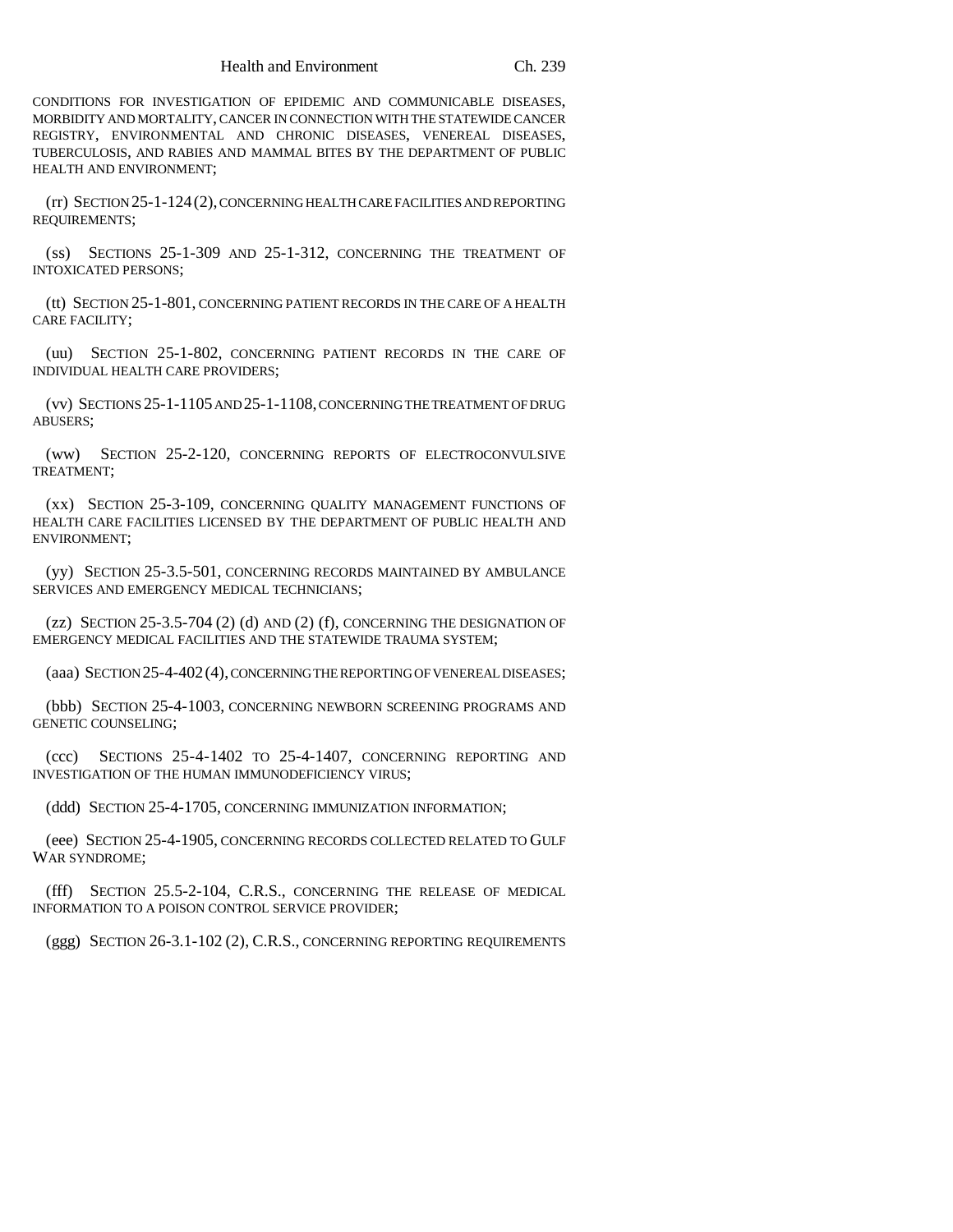CONDITIONS FOR INVESTIGATION OF EPIDEMIC AND COMMUNICABLE DISEASES, MORBIDITY AND MORTALITY, CANCER IN CONNECTION WITH THE STATEWIDE CANCER REGISTRY, ENVIRONMENTAL AND CHRONIC DISEASES, VENEREAL DISEASES, TUBERCULOSIS, AND RABIES AND MAMMAL BITES BY THE DEPARTMENT OF PUBLIC HEALTH AND ENVIRONMENT;

(rr) SECTION 25-1-124 (2), CONCERNING HEALTH CARE FACILITIES AND REPORTING REQUIREMENTS;

(ss) SECTIONS 25-1-309 AND 25-1-312, CONCERNING THE TREATMENT OF INTOXICATED PERSONS;

(tt) SECTION 25-1-801, CONCERNING PATIENT RECORDS IN THE CARE OF A HEALTH CARE FACILITY;

(uu) SECTION 25-1-802, CONCERNING PATIENT RECORDS IN THE CARE OF INDIVIDUAL HEALTH CARE PROVIDERS;

(vv) SECTIONS 25-1-1105 AND 25-1-1108, CONCERNING THE TREATMENT OF DRUG ABUSERS;

(ww) SECTION 25-2-120, CONCERNING REPORTS OF ELECTROCONVULSIVE TREATMENT;

(xx) SECTION 25-3-109, CONCERNING QUALITY MANAGEMENT FUNCTIONS OF HEALTH CARE FACILITIES LICENSED BY THE DEPARTMENT OF PUBLIC HEALTH AND ENVIRONMENT;

(yy) SECTION 25-3.5-501, CONCERNING RECORDS MAINTAINED BY AMBULANCE SERVICES AND EMERGENCY MEDICAL TECHNICIANS;

(zz) SECTION 25-3.5-704 (2) (d) AND (2) (f), CONCERNING THE DESIGNATION OF EMERGENCY MEDICAL FACILITIES AND THE STATEWIDE TRAUMA SYSTEM;

(aaa) SECTION 25-4-402 (4), CONCERNING THE REPORTING OF VENEREAL DISEASES;

(bbb) SECTION 25-4-1003, CONCERNING NEWBORN SCREENING PROGRAMS AND GENETIC COUNSELING;

(ccc) SECTIONS 25-4-1402 TO 25-4-1407, CONCERNING REPORTING AND INVESTIGATION OF THE HUMAN IMMUNODEFICIENCY VIRUS;

(ddd) SECTION 25-4-1705, CONCERNING IMMUNIZATION INFORMATION;

(eee) SECTION 25-4-1905, CONCERNING RECORDS COLLECTED RELATED TO GULF WAR SYNDROME;

(fff) SECTION 25.5-2-104, C.R.S., CONCERNING THE RELEASE OF MEDICAL INFORMATION TO A POISON CONTROL SERVICE PROVIDER;

(ggg) SECTION 26-3.1-102 (2), C.R.S., CONCERNING REPORTING REQUIREMENTS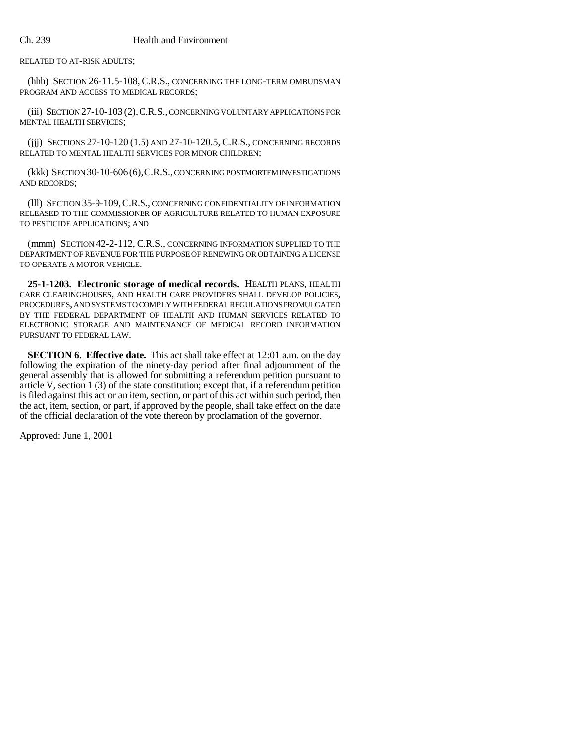RELATED TO AT-RISK ADULTS;

(hhh) SECTION 26-11.5-108, C.R.S., CONCERNING THE LONG-TERM OMBUDSMAN PROGRAM AND ACCESS TO MEDICAL RECORDS;

(iii) SECTION 27-10-103 (2), C.R.S., CONCERNING VOLUNTARY APPLICATIONS FOR MENTAL HEALTH SERVICES;

(jjj) SECTIONS 27-10-120 (1.5) AND 27-10-120.5, C.R.S., CONCERNING RECORDS RELATED TO MENTAL HEALTH SERVICES FOR MINOR CHILDREN;

(kkk) SECTION 30-10-606 (6), C.R.S., CONCERNING POSTMORTEM INVESTIGATIONS AND RECORDS;

(lll) SECTION 35-9-109, C.R.S., CONCERNING CONFIDENTIALITY OF INFORMATION RELEASED TO THE COMMISSIONER OF AGRICULTURE RELATED TO HUMAN EXPOSURE TO PESTICIDE APPLICATIONS; AND

(mmm) SECTION 42-2-112, C.R.S., CONCERNING INFORMATION SUPPLIED TO THE DEPARTMENT OF REVENUE FOR THE PURPOSE OF RENEWING OR OBTAINING A LICENSE TO OPERATE A MOTOR VEHICLE.

**25-1-1203. Electronic storage of medical records.** HEALTH PLANS, HEALTH CARE CLEARINGHOUSES, AND HEALTH CARE PROVIDERS SHALL DEVELOP POLICIES, PROCEDURES, AND SYSTEMS TO COMPLY WITH FEDERAL REGULATIONS PROMULGATED BY THE FEDERAL DEPARTMENT OF HEALTH AND HUMAN SERVICES RELATED TO ELECTRONIC STORAGE AND MAINTENANCE OF MEDICAL RECORD INFORMATION PURSUANT TO FEDERAL LAW.

**SECTION 6. Effective date.** This act shall take effect at 12:01 a.m. on the day following the expiration of the ninety-day period after final adjournment of the general assembly that is allowed for submitting a referendum petition pursuant to article V, section 1 (3) of the state constitution; except that, if a referendum petition is filed against this act or an item, section, or part of this act within such period, then the act, item, section, or part, if approved by the people, shall take effect on the date of the official declaration of the vote thereon by proclamation of the governor.

Approved: June 1, 2001